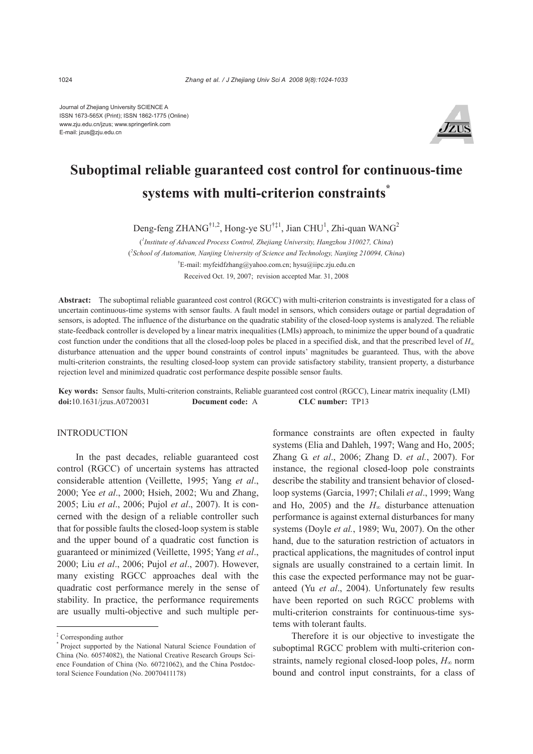Journal of Zhejiang University SCIENCE A
ISSN 1673-565X (Print); ISSN 1862-1775 (Online)
www.zju.edu.cn/jzus; www.springerlink.com
E-mail: jzus@zju.edu.cn

# Suboptimal reliable guaranteed cost control for continuous-time systems with multi-criterion constraints*

Deng-feng ZHANG[†1,2], Hong-ye SU[†‡1], Jian CHU[1], Zhi-quan WANG[2]

([1]*Institute of Advanced Process Control, Zhejiang University, Hangzhou 310027, China*)

([2]*School of Automation, Nanjing University of Science and Technology, Nanjing 210094, China*)

[†]E-mail: myfeidfzhang@yahoo.com.cn; hysu@iipc.zju.edu.cn

Received Oct. 19, 2007; revision accepted Mar. 31, 2008

**Abstract:** The suboptimal reliable guaranteed cost control (RGCC) with multi-criterion constraints is investigated for a class of uncertain continuous-time systems with sensor faults. A fault model in sensors, which considers outage or partial degradation of sensors, is adopted. The influence of the disturbance on the quadratic stability of the closed-loop systems is analyzed. The reliable state-feedback controller is developed by a linear matrix inequalities (LMIs) approach, to minimize the upper bound of a quadratic cost function under the conditions that all the closed-loop poles be placed in a specified disk, and that the prescribed level of $H_\infty$ disturbance attenuation and the upper bound constraints of control inputs' magnitudes be guaranteed. Thus, with the above multi-criterion constraints, the resulting closed-loop system can provide satisfactory stability, transient property, a disturbance rejection level and minimized quadratic cost performance despite possible sensor faults.

**Key words:** Sensor faults, Multi-criterion constraints, Reliable guaranteed cost control (RGCC), Linear matrix inequality (LMI)
**doi:**10.1631/jzus.A0720031 **Document code:** A **CLC number:** TP13

## INTRODUCTION

In the past decades, reliable guaranteed cost control (RGCC) of uncertain systems has attracted considerable attention (Veillette, 1995; Yang *et al*., 2000; Yee *et al*., 2000; Hsieh, 2002; Wu and Zhang, 2005; Liu *et al*., 2006; Pujol *et al*., 2007). It is concerned with the design of a reliable controller such that for possible faults the closed-loop system is stable and the upper bound of a quadratic cost function is guaranteed or minimized (Veillette, 1995; Yang *et al*., 2000; Liu *et al*., 2006; Pujol *et al*., 2007). However, many existing RGCC approaches deal with the quadratic cost performance merely in the sense of stability. In practice, the performance requirements are usually multi-objective and such multiple performance constraints are often expected in faulty systems (Elia and Dahleh, 1997; Wang and Ho, 2005; Zhang G. *et al*., 2006; Zhang D. *et al*., 2007). For instance, the regional closed-loop pole constraints describe the stability and transient behavior of closed-loop systems (Garcia, 1997; Chilali *et al*., 1999; Wang and Ho, 2005) and the $H_\infty$ disturbance attenuation performance is against external disturbances for many systems (Doyle *et al.*, 1989; Wu, 2007). On the other hand, due to the saturation restriction of actuators in practical applications, the magnitudes of control input signals are usually constrained to a certain limit. In this case the expected performance may not be guaranteed (Yu *et al*., 2004). Unfortunately few results have been reported on such RGCC problems with multi-criterion constraints for continuous-time systems with tolerant faults.

Therefore it is our objective to investigate the suboptimal RGCC problem with multi-criterion constraints, namely regional closed-loop poles, $H_\infty$ norm bound and control input constraints, for a class of

---

[‡] Corresponding author

[*] Project supported by the National Natural Science Foundation of China (No. 60574082), the National Creative Research Groups Science Foundation of China (No. 60721062), and the China Postdoctoral Science Foundation (No. 20070411178)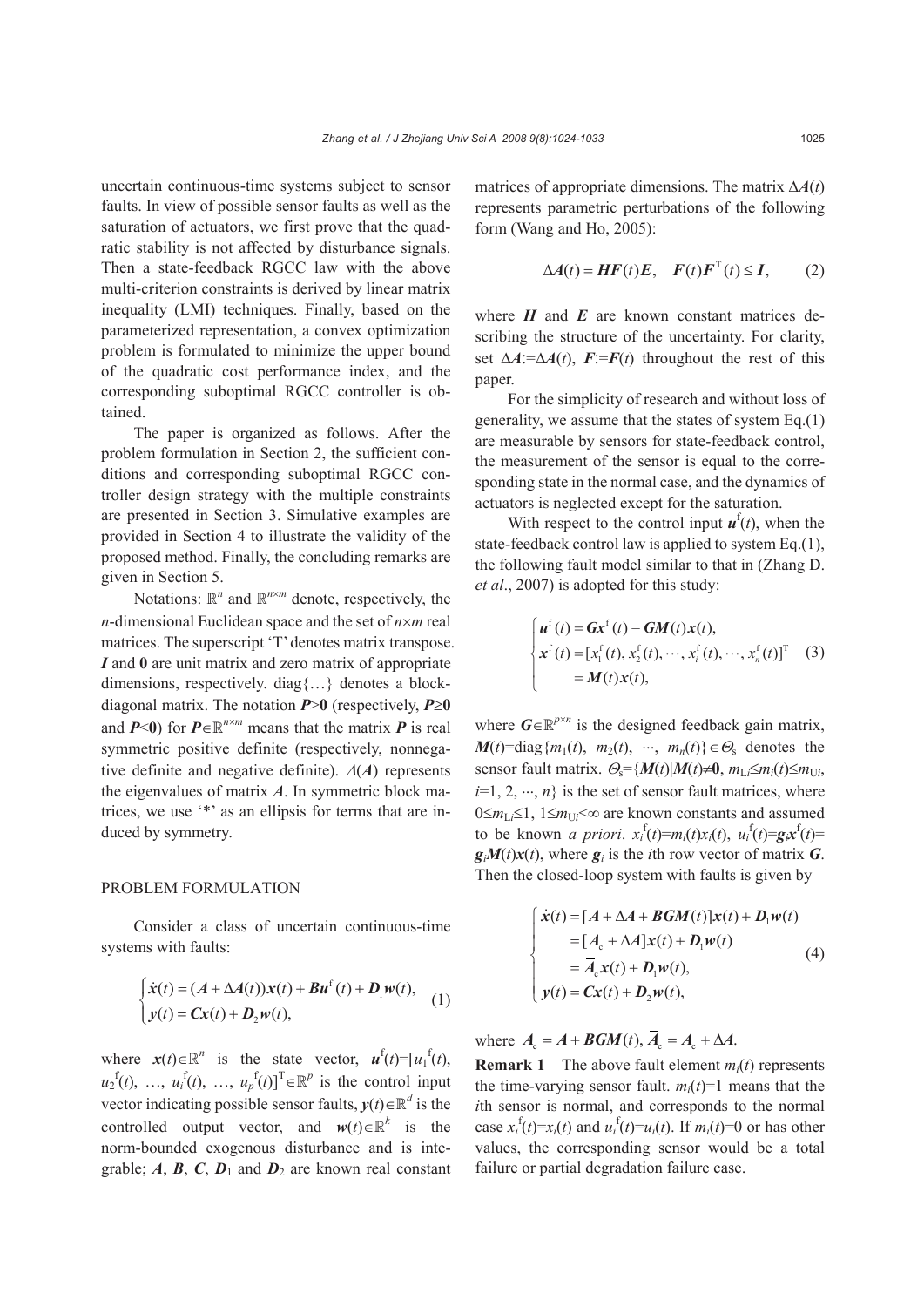uncertain continuous-time systems subject to sensor faults. In view of possible sensor faults as well as the saturation of actuators, we first prove that the quadratic stability is not affected by disturbance signals. Then a state-feedback RGCC law with the above multi-criterion constraints is derived by linear matrix inequality (LMI) techniques. Finally, based on the parameterized representation, a convex optimization problem is formulated to minimize the upper bound of the quadratic cost performance index, and the corresponding suboptimal RGCC controller is obtained.

The paper is organized as follows. After the problem formulation in Section 2, the sufficient conditions and corresponding suboptimal RGCC controller design strategy with the multiple constraints are presented in Section 3. Simulative examples are provided in Section 4 to illustrate the validity of the proposed method. Finally, the concluding remarks are given in Section 5.

Notations: $\mathbb{R}^n$ and $\mathbb{R}^{n\times m}$ denote, respectively, the $n$-dimensional Euclidean space and the set of $n\times m$ real matrices. The superscript 'T' denotes matrix transpose. $\boldsymbol{I}$ and $\boldsymbol{0}$ are unit matrix and zero matrix of appropriate dimensions, respectively. diag{…} denotes a block-diagonal matrix. The notation $\boldsymbol{P}>\boldsymbol{0}$ (respectively, $\boldsymbol{P}\geq\boldsymbol{0}$ and $\boldsymbol{P}<\boldsymbol{0}$) for $\boldsymbol{P}\in\mathbb{R}^{n\times m}$ means that the matrix $\boldsymbol{P}$ is real symmetric positive definite (respectively, nonnegative definite and negative definite). $\Lambda(\boldsymbol{A})$ represents the eigenvalues of matrix $\boldsymbol{A}$. In symmetric block matrices, we use '*' as an ellipsis for terms that are induced by symmetry.

## PROBLEM FORMULATION

Consider a class of uncertain continuous-time systems with faults:

$$\begin{cases}\dot{\boldsymbol{x}}(t)=(\boldsymbol{A}+\Delta\boldsymbol{A}(t))\boldsymbol{x}(t)+\boldsymbol{B}\boldsymbol{u}^{\mathrm{f}}(t)+\boldsymbol{D}_1\boldsymbol{w}(t),\\ \boldsymbol{y}(t)=\boldsymbol{C}\boldsymbol{x}(t)+\boldsymbol{D}_2\boldsymbol{w}(t),\end{cases}\tag{1}$$

where $\boldsymbol{x}(t)\in\mathbb{R}^n$ is the state vector, $\boldsymbol{u}^{\mathrm{f}}(t)=[u_1^{\mathrm{f}}(t), u_2^{\mathrm{f}}(t), \ldots, u_i^{\mathrm{f}}(t), \ldots, u_p^{\mathrm{f}}(t)]^{\mathrm{T}}\in\mathbb{R}^p$ is the control input vector indicating possible sensor faults, $\boldsymbol{y}(t)\in\mathbb{R}^d$ is the controlled output vector, and $\boldsymbol{w}(t)\in\mathbb{R}^k$ is the norm-bounded exogenous disturbance and is integrable; $\boldsymbol{A}$, $\boldsymbol{B}$, $\boldsymbol{C}$, $\boldsymbol{D}_1$ and $\boldsymbol{D}_2$ are known real constant matrices of appropriate dimensions. The matrix $\Delta\boldsymbol{A}(t)$ represents parametric perturbations of the following form (Wang and Ho, 2005):

$$\Delta\boldsymbol{A}(t)=\boldsymbol{H}\boldsymbol{F}(t)\boldsymbol{E},\quad \boldsymbol{F}(t)\boldsymbol{F}^{\mathrm{T}}(t)\leq\boldsymbol{I},\tag{2}$$

where $\boldsymbol{H}$ and $\boldsymbol{E}$ are known constant matrices describing the structure of the uncertainty. For clarity, set $\Delta\boldsymbol{A}:=\Delta\boldsymbol{A}(t)$, $\boldsymbol{F}:=\boldsymbol{F}(t)$ throughout the rest of this paper.

For the simplicity of research and without loss of generality, we assume that the states of system Eq.(1) are measurable by sensors for state-feedback control, the measurement of the sensor is equal to the corresponding state in the normal case, and the dynamics of actuators is neglected except for the saturation.

With respect to the control input $\boldsymbol{u}^{\mathrm{f}}(t)$, when the state-feedback control law is applied to system Eq.(1), the following fault model similar to that in (Zhang D. *et al*., 2007) is adopted for this study:

$$\begin{cases}\boldsymbol{u}^{\mathrm{f}}(t)=\boldsymbol{G}\boldsymbol{x}^{\mathrm{f}}(t)=\boldsymbol{G}\boldsymbol{M}(t)\boldsymbol{x}(t),\\ \boldsymbol{x}^{\mathrm{f}}(t)=[x_1^{\mathrm{f}}(t), x_2^{\mathrm{f}}(t),\cdots,x_i^{\mathrm{f}}(t),\cdots,x_n^{\mathrm{f}}(t)]^{\mathrm{T}}\\ \quad\;\;=\boldsymbol{M}(t)\boldsymbol{x}(t),\end{cases}\tag{3}$$

where $\boldsymbol{G}\in\mathbb{R}^{p\times n}$ is the designed feedback gain matrix, $\boldsymbol{M}(t)=\mathrm{diag}\{m_1(t), m_2(t), \cdots, m_n(t)\}\in\Theta_{\mathrm{s}}$ denotes the sensor fault matrix. $\Theta_{\mathrm{s}}=\{\boldsymbol{M}(t)|\boldsymbol{M}(t)\neq\boldsymbol{0}, m_{\mathrm{L}i}\leq m_i(t)\leq m_{\mathrm{U}i}, i=1, 2, \cdots, n\}$ is the set of sensor fault matrices, where $0\leq m_{\mathrm{L}i}\leq1$, $1\leq m_{\mathrm{U}i}<\infty$ are known constants and assumed to be known *a priori*. $x_i^{\mathrm{f}}(t)=m_i(t)x_i(t)$, $u_i^{\mathrm{f}}(t)=\boldsymbol{g}_i\boldsymbol{x}^{\mathrm{f}}(t)=\boldsymbol{g}_i\boldsymbol{M}(t)\boldsymbol{x}(t)$, where $\boldsymbol{g}_i$ is the $i$th row vector of matrix $\boldsymbol{G}$. Then the closed-loop system with faults is given by

$$\begin{cases}\dot{\boldsymbol{x}}(t)=[\boldsymbol{A}+\Delta\boldsymbol{A}+\boldsymbol{B}\boldsymbol{G}\boldsymbol{M}(t)]\boldsymbol{x}(t)+\boldsymbol{D}_1\boldsymbol{w}(t)\\ \quad\;\;=[\boldsymbol{A}_{\mathrm{c}}+\Delta\boldsymbol{A}]\boldsymbol{x}(t)+\boldsymbol{D}_1\boldsymbol{w}(t)\\ \quad\;\;=\overline{\boldsymbol{A}}_{\mathrm{c}}\boldsymbol{x}(t)+\boldsymbol{D}_1\boldsymbol{w}(t),\\ \boldsymbol{y}(t)=\boldsymbol{C}\boldsymbol{x}(t)+\boldsymbol{D}_2\boldsymbol{w}(t),\end{cases}\tag{4}$$

where $\boldsymbol{A}_{\mathrm{c}}=\boldsymbol{A}+\boldsymbol{B}\boldsymbol{G}\boldsymbol{M}(t)$, $\overline{\boldsymbol{A}}_{\mathrm{c}}=\boldsymbol{A}_{\mathrm{c}}+\Delta\boldsymbol{A}$.

**Remark 1** The above fault element $m_i(t)$ represents the time-varying sensor fault. $m_i(t)=1$ means that the $i$th sensor is normal, and corresponds to the normal case $x_i^{\mathrm{f}}(t)=x_i(t)$ and $u_i^{\mathrm{f}}(t)=u_i(t)$. If $m_i(t)=0$ or has other values, the corresponding sensor would be a total failure or partial degradation failure case.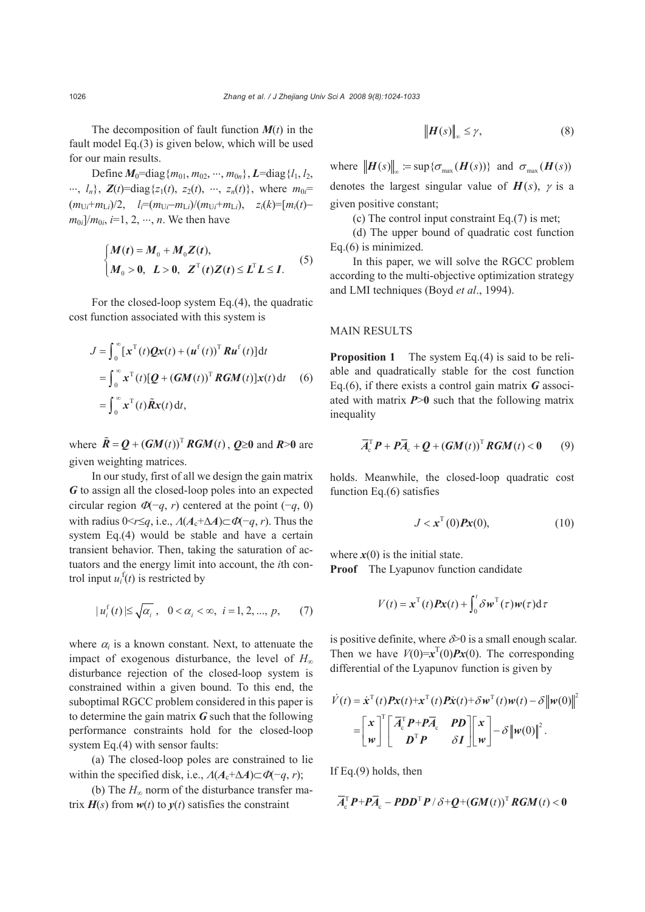The decomposition of fault function $\boldsymbol{M}(t)$ in the fault model Eq.(3) is given below, which will be used for our main results.

Define $\boldsymbol{M}_0$=diag$\{m_{01}, m_{02}, \cdots, m_{0n}\}$, $\boldsymbol{L}$=diag$\{l_1, l_2, \cdots, l_n\}$, $\boldsymbol{Z}(t)$=diag$\{z_1(t), z_2(t), \cdots, z_n(t)\}$, where $m_{0i}=(m_{Ui}+m_{Li})/2$, $l_i=(m_{Ui}-m_{Li})/(m_{Ui}+m_{Li})$, $z_i(k)=[m_i(t)-m_{0i}]/m_{0i}$, $i$=1, 2, ⋯, $n$. We then have

$$\begin{cases} \boldsymbol{M}(t) = \boldsymbol{M}_0 + \boldsymbol{M}_0\boldsymbol{Z}(t), \\ \boldsymbol{M}_0 > \boldsymbol{0}, \;\; \boldsymbol{L} > \boldsymbol{0}, \;\; \boldsymbol{Z}^{\mathrm{T}}(t)\boldsymbol{Z}(t) \le \boldsymbol{L}^{\mathrm{T}}\boldsymbol{L} \le \boldsymbol{I}. \end{cases} \tag{5}$$

For the closed-loop system Eq.(4), the quadratic cost function associated with this system is

$$\begin{aligned} J &= \int_0^{\infty} [\boldsymbol{x}^{\mathrm{T}}(t)\boldsymbol{Q}\boldsymbol{x}(t) + (\boldsymbol{u}^{\mathrm{f}}(t))^{\mathrm{T}}\boldsymbol{R}\boldsymbol{u}^{\mathrm{f}}(t)]\mathrm{d}t \\ &= \int_0^{\infty} \boldsymbol{x}^{\mathrm{T}}(t)[\boldsymbol{Q} + (\boldsymbol{G}\boldsymbol{M}(t))^{\mathrm{T}}\boldsymbol{R}\boldsymbol{G}\boldsymbol{M}(t)]\boldsymbol{x}(t)\,\mathrm{d}t \\ &= \int_0^{\infty} \boldsymbol{x}^{\mathrm{T}}(t)\tilde{\boldsymbol{R}}\boldsymbol{x}(t)\,\mathrm{d}t, \end{aligned} \tag{6}$$

where $\tilde{\boldsymbol{R}} = \boldsymbol{Q} + (\boldsymbol{G}\boldsymbol{M}(t))^{\mathrm{T}}\boldsymbol{R}\boldsymbol{G}\boldsymbol{M}(t)$, $\boldsymbol{Q}\ge\boldsymbol{0}$ and $\boldsymbol{R}>\boldsymbol{0}$ are given weighting matrices.

In our study, first of all we design the gain matrix $\boldsymbol{G}$ to assign all the closed-loop poles into an expected circular region $\Phi(-q, r)$ centered at the point $(-q, 0)$ with radius $0<r\le q$, i.e., $\Lambda(\boldsymbol{A}_{\mathrm{c}}+\Delta\boldsymbol{A})\subset\Phi(-q, r)$. Thus the system Eq.(4) would be stable and have a certain transient behavior. Then, taking the saturation of actuators and the energy limit into account, the $i$th control input $u_i^{\mathrm{f}}(t)$ is restricted by

$$|u_i^{\mathrm{f}}(t)| \le \sqrt{\alpha_i}, \quad 0<\alpha_i<\infty, \; i=1, 2, ..., p, \tag{7}$$

where $\alpha_i$ is a known constant. Next, to attenuate the impact of exogenous disturbance, the level of $H_\infty$ disturbance rejection of the closed-loop system is constrained within a given bound. To this end, the suboptimal RGCC problem considered in this paper is to determine the gain matrix $\boldsymbol{G}$ such that the following performance constraints hold for the closed-loop system Eq.(4) with sensor faults:

(a) The closed-loop poles are constrained to lie within the specified disk, i.e., $\Lambda(\boldsymbol{A}_{\mathrm{c}}+\Delta\boldsymbol{A})\subset\Phi(-q, r)$;

(b) The $H_\infty$ norm of the disturbance transfer matrix $\boldsymbol{H}(s)$ from $\boldsymbol{w}(t)$ to $\boldsymbol{y}(t)$ satisfies the constraint

$$\|\boldsymbol{H}(s)\|_\infty \le \gamma, \tag{8}$$

where $\|\boldsymbol{H}(s)\|_\infty := \sup\{\sigma_{\max}(\boldsymbol{H}(s))\}$ and $\sigma_{\max}(\boldsymbol{H}(s))$ denotes the largest singular value of $\boldsymbol{H}(s)$, $\gamma$ is a given positive constant;

(c) The control input constraint Eq.(7) is met;

(d) The upper bound of quadratic cost function Eq.(6) is minimized.

In this paper, we will solve the RGCC problem according to the multi-objective optimization strategy and LMI techniques (Boyd *et al*., 1994).

## MAIN RESULTS

**Proposition 1** The system Eq.(4) is said to be reliable and quadratically stable for the cost function Eq.(6), if there exists a control gain matrix $\boldsymbol{G}$ associated with matrix $\boldsymbol{P}>\boldsymbol{0}$ such that the following matrix inequality

$$\overline{\boldsymbol{A}}_{\mathrm{c}}^{\mathrm{T}}\boldsymbol{P} + \boldsymbol{P}\overline{\boldsymbol{A}}_{\mathrm{c}} + \boldsymbol{Q} + (\boldsymbol{G}\boldsymbol{M}(t))^{\mathrm{T}}\boldsymbol{R}\boldsymbol{G}\boldsymbol{M}(t) < \boldsymbol{0} \tag{9}$$

holds. Meanwhile, the closed-loop quadratic cost function Eq.(6) satisfies

$$J < \boldsymbol{x}^{\mathrm{T}}(0)\boldsymbol{P}\boldsymbol{x}(0), \tag{10}$$

where $\boldsymbol{x}(0)$ is the initial state.

**Proof** The Lyapunov function candidate

$$V(t) = \boldsymbol{x}^{\mathrm{T}}(t)\boldsymbol{P}\boldsymbol{x}(t) + \int_0^t \delta\boldsymbol{w}^{\mathrm{T}}(\tau)\boldsymbol{w}(\tau)\mathrm{d}\tau$$

is positive definite, where $\delta>0$ is a small enough scalar. Then we have $V(0)=\boldsymbol{x}^{\mathrm{T}}(0)\boldsymbol{P}\boldsymbol{x}(0)$. The corresponding differential of the Lyapunov function is given by

$$\begin{aligned} \dot{V}(t) &= \dot{\boldsymbol{x}}^{\mathrm{T}}(t)\boldsymbol{P}\boldsymbol{x}(t)+\boldsymbol{x}^{\mathrm{T}}(t)\boldsymbol{P}\dot{\boldsymbol{x}}(t)+\delta\boldsymbol{w}^{\mathrm{T}}(t)\boldsymbol{w}(t)-\delta\|\boldsymbol{w}(0)\|^2 \\ &= \begin{bmatrix} \boldsymbol{x} \\ \boldsymbol{w} \end{bmatrix}^{\mathrm{T}} \begin{bmatrix} \overline{\boldsymbol{A}}_{\mathrm{c}}^{\mathrm{T}}\boldsymbol{P}+\boldsymbol{P}\overline{\boldsymbol{A}}_{\mathrm{c}} & \boldsymbol{P}\boldsymbol{D} \\ \boldsymbol{D}^{\mathrm{T}}\boldsymbol{P} & \delta\boldsymbol{I} \end{bmatrix} \begin{bmatrix} \boldsymbol{x} \\ \boldsymbol{w} \end{bmatrix} - \delta\|\boldsymbol{w}(0)\|^2. \end{aligned}$$

If Eq.(9) holds, then

$$\overline{\boldsymbol{A}}_{\mathrm{c}}^{\mathrm{T}}\boldsymbol{P}+\boldsymbol{P}\overline{\boldsymbol{A}}_{\mathrm{c}} - \boldsymbol{P}\boldsymbol{D}\boldsymbol{D}^{\mathrm{T}}\boldsymbol{P}/\delta+\boldsymbol{Q}+(\boldsymbol{G}\boldsymbol{M}(t))^{\mathrm{T}}\boldsymbol{R}\boldsymbol{G}\boldsymbol{M}(t) < \boldsymbol{0}$$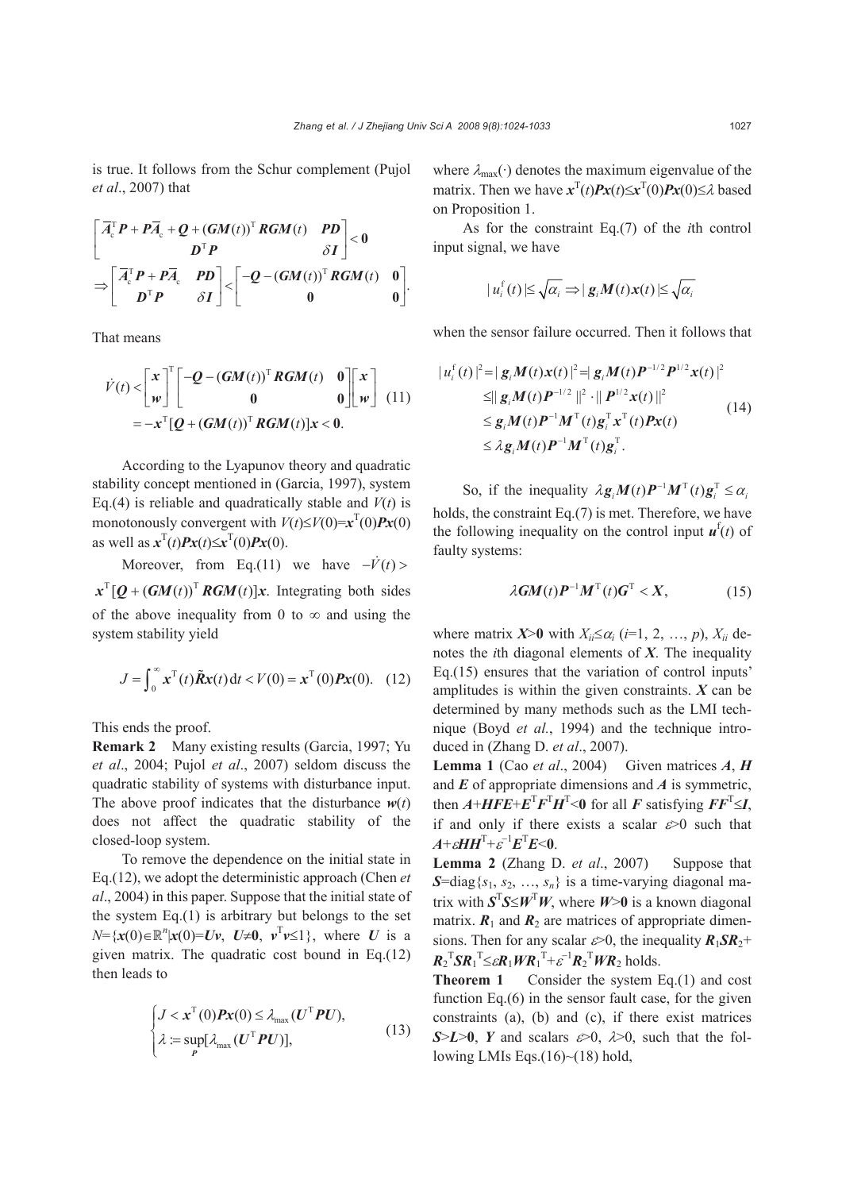is true. It follows from the Schur complement (Pujol *et al*., 2007) that

$$\begin{bmatrix} \bar{\boldsymbol{A}}_c^{\mathrm{T}}\boldsymbol{P}+\boldsymbol{P}\bar{\boldsymbol{A}}_c+\boldsymbol{Q}+(\boldsymbol{G}\boldsymbol{M}(t))^{\mathrm{T}}\boldsymbol{R}\boldsymbol{G}\boldsymbol{M}(t) & \boldsymbol{P}\boldsymbol{D} \\ \boldsymbol{D}^{\mathrm{T}}\boldsymbol{P} & \delta\boldsymbol{I} \end{bmatrix}<\boldsymbol{0}$$
$$\Rightarrow \begin{bmatrix} \bar{\boldsymbol{A}}_c^{\mathrm{T}}\boldsymbol{P}+\boldsymbol{P}\bar{\boldsymbol{A}}_c & \boldsymbol{P}\boldsymbol{D} \\ \boldsymbol{D}^{\mathrm{T}}\boldsymbol{P} & \delta\boldsymbol{I} \end{bmatrix}<\begin{bmatrix} -\boldsymbol{Q}-(\boldsymbol{G}\boldsymbol{M}(t))^{\mathrm{T}}\boldsymbol{R}\boldsymbol{G}\boldsymbol{M}(t) & \boldsymbol{0} \\ \boldsymbol{0} & \boldsymbol{0} \end{bmatrix}.$$

That means

$$\begin{aligned} \dot{V}(t) &< \begin{bmatrix} \boldsymbol{x} \\ \boldsymbol{w} \end{bmatrix}^{\mathrm{T}} \begin{bmatrix} -\boldsymbol{Q}-(\boldsymbol{G}\boldsymbol{M}(t))^{\mathrm{T}}\boldsymbol{R}\boldsymbol{G}\boldsymbol{M}(t) & \boldsymbol{0} \\ \boldsymbol{0} & \boldsymbol{0} \end{bmatrix} \begin{bmatrix} \boldsymbol{x} \\ \boldsymbol{w} \end{bmatrix} \\ &= -\boldsymbol{x}^{\mathrm{T}}[\boldsymbol{Q}+(\boldsymbol{G}\boldsymbol{M}(t))^{\mathrm{T}}\boldsymbol{R}\boldsymbol{G}\boldsymbol{M}(t)]\boldsymbol{x}<\boldsymbol{0}. \end{aligned} \quad (11)$$

According to the Lyapunov theory and quadratic stability concept mentioned in (Garcia, 1997), system Eq.(4) is reliable and quadratically stable and $V(t)$ is monotonously convergent with $V(t)\le V(0)=\boldsymbol{x}^{\mathrm{T}}(0)\boldsymbol{P}\boldsymbol{x}(0)$ as well as $\boldsymbol{x}^{\mathrm{T}}(t)\boldsymbol{P}\boldsymbol{x}(t)\le\boldsymbol{x}^{\mathrm{T}}(0)\boldsymbol{P}\boldsymbol{x}(0)$.

Moreover, from Eq.(11) we have $-\dot{V}(t)>\boldsymbol{x}^{\mathrm{T}}[\boldsymbol{Q}+(\boldsymbol{G}\boldsymbol{M}(t))^{\mathrm{T}}\boldsymbol{R}\boldsymbol{G}\boldsymbol{M}(t)]\boldsymbol{x}$. Integrating both sides of the above inequality from 0 to $\infty$ and using the system stability yield

$$J=\int_0^{\infty}\boldsymbol{x}^{\mathrm{T}}(t)\tilde{\boldsymbol{R}}\boldsymbol{x}(t)\,\mathrm{d}t<V(0)=\boldsymbol{x}^{\mathrm{T}}(0)\boldsymbol{P}\boldsymbol{x}(0). \quad (12)$$

This ends the proof.

**Remark 2** Many existing results (Garcia, 1997; Yu *et al*., 2004; Pujol *et al*., 2007) seldom discuss the quadratic stability of systems with disturbance input. The above proof indicates that the disturbance $\boldsymbol{w}(t)$ does not affect the quadratic stability of the closed-loop system.

To remove the dependence on the initial state in Eq.(12), we adopt the deterministic approach (Chen *et al*., 2004) in this paper. Suppose that the initial state of the system Eq.(1) is arbitrary but belongs to the set $N=\{\boldsymbol{x}(0)\in\mathbb{R}^n|\boldsymbol{x}(0)=\boldsymbol{U}\boldsymbol{v},\ \boldsymbol{U}\neq\boldsymbol{0},\ \boldsymbol{v}^{\mathrm{T}}\boldsymbol{v}\le 1\}$, where $\boldsymbol{U}$ is a given matrix. The quadratic cost bound in Eq.(12) then leads to

$$\begin{cases} J<\boldsymbol{x}^{\mathrm{T}}(0)\boldsymbol{P}\boldsymbol{x}(0)\le\lambda_{\max}(\boldsymbol{U}^{\mathrm{T}}\boldsymbol{P}\boldsymbol{U}), \\ \lambda:=\sup\limits_{\boldsymbol{P}}[\lambda_{\max}(\boldsymbol{U}^{\mathrm{T}}\boldsymbol{P}\boldsymbol{U})], \end{cases} \quad (13)$$

where $\lambda_{\max}(\cdot)$ denotes the maximum eigenvalue of the matrix. Then we have $\boldsymbol{x}^{\mathrm{T}}(t)\boldsymbol{P}\boldsymbol{x}(t)\le\boldsymbol{x}^{\mathrm{T}}(0)\boldsymbol{P}\boldsymbol{x}(0)\le\lambda$ based on Proposition 1.

As for the constraint Eq.(7) of the $i$th control input signal, we have

$$|u_i^{\mathrm{f}}(t)|\le\sqrt{\alpha_i}\Rightarrow|\boldsymbol{g}_i\boldsymbol{M}(t)\boldsymbol{x}(t)|\le\sqrt{\alpha_i}$$

when the sensor failure occurred. Then it follows that

$$\begin{aligned} |u_i^{\mathrm{f}}(t)|^2 &= |\boldsymbol{g}_i\boldsymbol{M}(t)\boldsymbol{x}(t)|^2=|\boldsymbol{g}_i\boldsymbol{M}(t)\boldsymbol{P}^{-1/2}\boldsymbol{P}^{1/2}\boldsymbol{x}(t)|^2 \\ &\le \|\boldsymbol{g}_i\boldsymbol{M}(t)\boldsymbol{P}^{-1/2}\|^2\cdot\|\boldsymbol{P}^{1/2}\boldsymbol{x}(t)\|^2 \\ &\le \boldsymbol{g}_i\boldsymbol{M}(t)\boldsymbol{P}^{-1}\boldsymbol{M}^{\mathrm{T}}(t)\boldsymbol{g}_i^{\mathrm{T}}\boldsymbol{x}^{\mathrm{T}}(t)\boldsymbol{P}\boldsymbol{x}(t) \\ &\le \lambda\boldsymbol{g}_i\boldsymbol{M}(t)\boldsymbol{P}^{-1}\boldsymbol{M}^{\mathrm{T}}(t)\boldsymbol{g}_i^{\mathrm{T}}. \end{aligned} \quad (14)$$

So, if the inequality $\lambda\boldsymbol{g}_i\boldsymbol{M}(t)\boldsymbol{P}^{-1}\boldsymbol{M}^{\mathrm{T}}(t)\boldsymbol{g}_i^{\mathrm{T}}\le\alpha_i$ holds, the constraint Eq.(7) is met. Therefore, we have the following inequality on the control input $\boldsymbol{u}^{\mathrm{f}}(t)$ of faulty systems:

$$\lambda\boldsymbol{G}\boldsymbol{M}(t)\boldsymbol{P}^{-1}\boldsymbol{M}^{\mathrm{T}}(t)\boldsymbol{G}^{\mathrm{T}}<\boldsymbol{X}, \quad (15)$$

where matrix $\boldsymbol{X}>\boldsymbol{0}$ with $X_{ii}\le\alpha_i$ ($i$=1, 2, …, $p$), $X_{ii}$ denotes the $i$th diagonal elements of $\boldsymbol{X}$. The inequality Eq.(15) ensures that the variation of control inputs' amplitudes is within the given constraints. $\boldsymbol{X}$ can be determined by many methods such as the LMI technique (Boyd *et al*., 1994) and the technique introduced in (Zhang D. *et al*., 2007).

**Lemma 1** (Cao *et al*., 2004) Given matrices $\boldsymbol{A}$, $\boldsymbol{H}$ and $\boldsymbol{E}$ of appropriate dimensions and $\boldsymbol{A}$ is symmetric, then $\boldsymbol{A}+\boldsymbol{H}\boldsymbol{F}\boldsymbol{E}+\boldsymbol{E}^{\mathrm{T}}\boldsymbol{F}^{\mathrm{T}}\boldsymbol{H}^{\mathrm{T}}<\boldsymbol{0}$ for all $\boldsymbol{F}$ satisfying $\boldsymbol{F}\boldsymbol{F}^{\mathrm{T}}\le\boldsymbol{I}$, if and only if there exists a scalar $\varepsilon>0$ such that $\boldsymbol{A}+\varepsilon\boldsymbol{H}\boldsymbol{H}^{\mathrm{T}}+\varepsilon^{-1}\boldsymbol{E}^{\mathrm{T}}\boldsymbol{E}<\boldsymbol{0}$.

**Lemma 2** (Zhang D. *et al*., 2007) Suppose that $\boldsymbol{S}=\mathrm{diag}\{s_1, s_2, \ldots, s_n\}$ is a time-varying diagonal matrix with $\boldsymbol{S}^{\mathrm{T}}\boldsymbol{S}\le\boldsymbol{W}^{\mathrm{T}}\boldsymbol{W}$, where $\boldsymbol{W}>\boldsymbol{0}$ is a known diagonal matrix. $\boldsymbol{R}_1$ and $\boldsymbol{R}_2$ are matrices of appropriate dimensions. Then for any scalar $\varepsilon>0$, the inequality $\boldsymbol{R}_1\boldsymbol{S}\boldsymbol{R}_2+\boldsymbol{R}_2^{\mathrm{T}}\boldsymbol{S}\boldsymbol{R}_1^{\mathrm{T}}\le\varepsilon\boldsymbol{R}_1\boldsymbol{W}\boldsymbol{R}_1^{\mathrm{T}}+\varepsilon^{-1}\boldsymbol{R}_2^{\mathrm{T}}\boldsymbol{W}\boldsymbol{R}_2$ holds.

**Theorem 1** Consider the system Eq.(1) and cost function Eq.(6) in the sensor fault case, for the given constraints (a), (b) and (c), if there exist matrices $\boldsymbol{S}>\boldsymbol{L}>\boldsymbol{0}$, $\boldsymbol{Y}$ and scalars $\varepsilon>0$, $\lambda>0$, such that the following LMIs Eqs.(16)~(18) hold,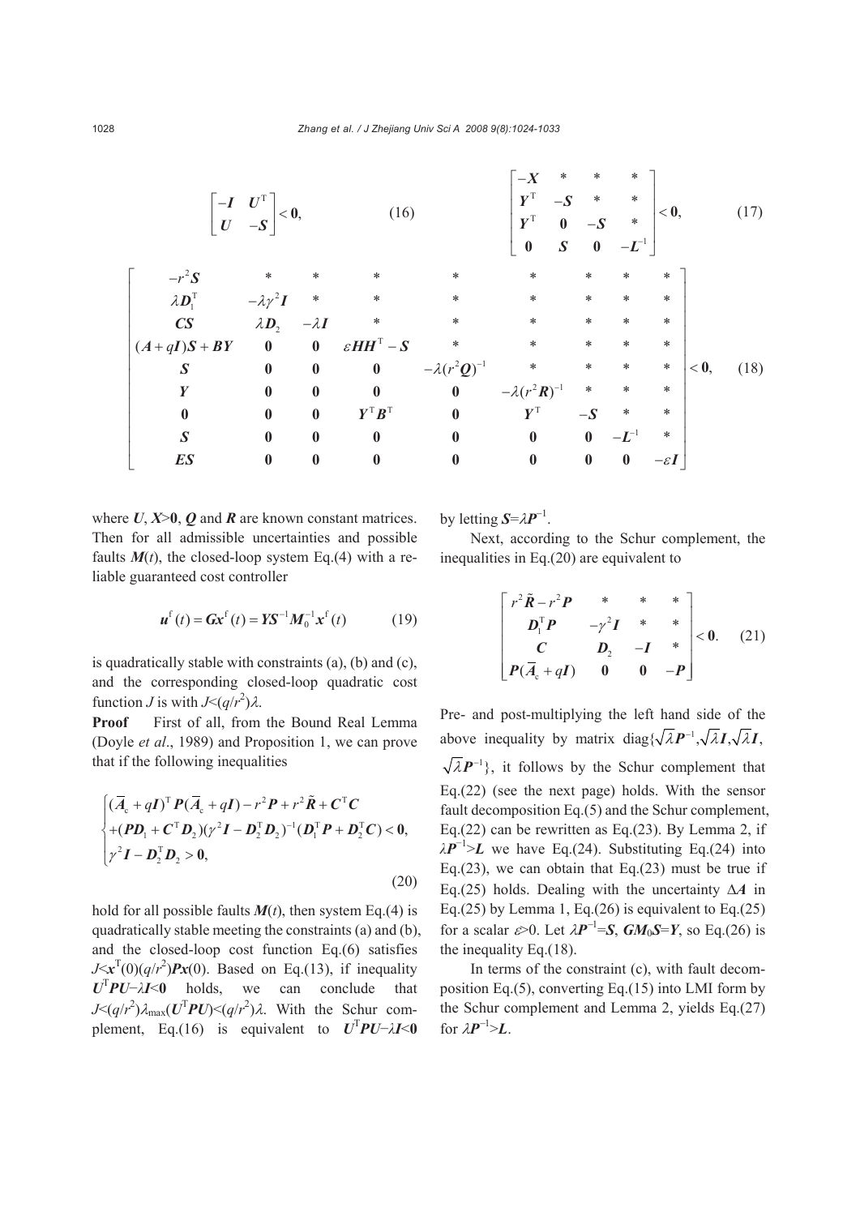$$\begin{bmatrix} -\boldsymbol{I} & \boldsymbol{U}^{\mathrm{T}} \\ \boldsymbol{U} & -\boldsymbol{S} \end{bmatrix} < \boldsymbol{0}, \tag{16}$$

$$\begin{bmatrix} -\boldsymbol{X} & * & * & * \\ \boldsymbol{Y}^{\mathrm{T}} & -\boldsymbol{S} & * & * \\ \boldsymbol{Y}^{\mathrm{T}} & \boldsymbol{0} & -\boldsymbol{S} & * \\ \boldsymbol{0} & \boldsymbol{S} & \boldsymbol{0} & -\boldsymbol{L}^{-1} \end{bmatrix} < \boldsymbol{0}, \tag{17}$$

$$\begin{bmatrix} -r^2\boldsymbol{S} & * & * & * & * & * & * & * & * \\ \lambda\boldsymbol{D}_1^{\mathrm{T}} & -\lambda\gamma^2\boldsymbol{I} & * & * & * & * & * & * & * \\ \boldsymbol{CS} & \lambda\boldsymbol{D}_2 & -\lambda\boldsymbol{I} & * & * & * & * & * & * \\ (\boldsymbol{A}+q\boldsymbol{I})\boldsymbol{S}+\boldsymbol{BY} & \boldsymbol{0} & \boldsymbol{0} & \varepsilon\boldsymbol{HH}^{\mathrm{T}}-\boldsymbol{S} & * & * & * & * & * \\ \boldsymbol{S} & \boldsymbol{0} & \boldsymbol{0} & \boldsymbol{0} & -\lambda(r^2\boldsymbol{Q})^{-1} & * & * & * & * \\ \boldsymbol{Y} & \boldsymbol{0} & \boldsymbol{0} & \boldsymbol{0} & \boldsymbol{0} & -\lambda(r^2\boldsymbol{R})^{-1} & * & * & * \\ \boldsymbol{0} & \boldsymbol{0} & \boldsymbol{0} & \boldsymbol{Y}^{\mathrm{T}}\boldsymbol{B}^{\mathrm{T}} & \boldsymbol{0} & \boldsymbol{Y}^{\mathrm{T}} & -\boldsymbol{S} & * & * \\ \boldsymbol{S} & \boldsymbol{0} & \boldsymbol{0} & \boldsymbol{0} & \boldsymbol{0} & \boldsymbol{0} & \boldsymbol{0} & -\boldsymbol{L}^{-1} & * \\ \boldsymbol{ES} & \boldsymbol{0} & \boldsymbol{0} & \boldsymbol{0} & \boldsymbol{0} & \boldsymbol{0} & \boldsymbol{0} & \boldsymbol{0} & -\varepsilon\boldsymbol{I} \end{bmatrix} < \boldsymbol{0}, \tag{18}$$

where $\boldsymbol{U}$, $\boldsymbol{X}>\boldsymbol{0}$, $\boldsymbol{Q}$ and $\boldsymbol{R}$ are known constant matrices. Then for all admissible uncertainties and possible faults $\boldsymbol{M}(t)$, the closed-loop system Eq.(4) with a reliable guaranteed cost controller

$$\boldsymbol{u}^{\mathrm{f}}(t) = \boldsymbol{G}\boldsymbol{x}^{\mathrm{f}}(t) = \boldsymbol{Y}\boldsymbol{S}^{-1}\boldsymbol{M}_0^{-1}\boldsymbol{x}^{\mathrm{f}}(t) \tag{19}$$

is quadratically stable with constraints (a), (b) and (c), and the corresponding closed-loop quadratic cost function $J$ is with $J<(q/r^2)\lambda$.

**Proof** First of all, from the Bound Real Lemma (Doyle *et al*., 1989) and Proposition 1, we can prove that if the following inequalities

$$\begin{cases} (\overline{\boldsymbol{A}}_{\mathrm{c}}+q\boldsymbol{I})^{\mathrm{T}}\boldsymbol{P}(\overline{\boldsymbol{A}}_{\mathrm{c}}+q\boldsymbol{I}) - r^2\boldsymbol{P} + r^2\tilde{\boldsymbol{R}} + \boldsymbol{C}^{\mathrm{T}}\boldsymbol{C} \\ +(\boldsymbol{P}\boldsymbol{D}_1+\boldsymbol{C}^{\mathrm{T}}\boldsymbol{D}_2)(\gamma^2\boldsymbol{I}-\boldsymbol{D}_2^{\mathrm{T}}\boldsymbol{D}_2)^{-1}(\boldsymbol{D}_1^{\mathrm{T}}\boldsymbol{P}+\boldsymbol{D}_2^{\mathrm{T}}\boldsymbol{C}) < \boldsymbol{0}, \\ \gamma^2\boldsymbol{I}-\boldsymbol{D}_2^{\mathrm{T}}\boldsymbol{D}_2 > \boldsymbol{0}, \end{cases} \tag{20}$$

hold for all possible faults $\boldsymbol{M}(t)$, then system Eq.(4) is quadratically stable meeting the constraints (a) and (b), and the closed-loop cost function Eq.(6) satisfies $J<\boldsymbol{x}^{\mathrm{T}}(0)(q/r^2)\boldsymbol{P}\boldsymbol{x}(0)$. Based on Eq.(13), if inequality $\boldsymbol{U}^{\mathrm{T}}\boldsymbol{P}\boldsymbol{U}-\lambda\boldsymbol{I}<\boldsymbol{0}$ holds, we can conclude that $J<(q/r^2)\lambda_{\max}(\boldsymbol{U}^{\mathrm{T}}\boldsymbol{P}\boldsymbol{U})<(q/r^2)\lambda$. With the Schur complement, Eq.(16) is equivalent to $\boldsymbol{U}^{\mathrm{T}}\boldsymbol{P}\boldsymbol{U}-\lambda\boldsymbol{I}<\boldsymbol{0}$ by letting $\boldsymbol{S}=\lambda\boldsymbol{P}^{-1}$.

Next, according to the Schur complement, the inequalities in Eq.(20) are equivalent to

$$\begin{bmatrix} r^2\tilde{\boldsymbol{R}}-r^2\boldsymbol{P} & * & * & * \\ \boldsymbol{D}_1^{\mathrm{T}}\boldsymbol{P} & -\gamma^2\boldsymbol{I} & * & * \\ \boldsymbol{C} & \boldsymbol{D}_2 & -\boldsymbol{I} & * \\ \boldsymbol{P}(\overline{\boldsymbol{A}}_{\mathrm{c}}+q\boldsymbol{I}) & \boldsymbol{0} & \boldsymbol{0} & -\boldsymbol{P} \end{bmatrix} < \boldsymbol{0}. \tag{21}$$

Pre- and post-multiplying the left hand side of the above inequality by matrix $\mathrm{diag}\{\sqrt{\lambda}\boldsymbol{P}^{-1}, \sqrt{\lambda}\boldsymbol{I}, \sqrt{\lambda}\boldsymbol{I}, \sqrt{\lambda}\boldsymbol{P}^{-1}\}$, it follows by the Schur complement that Eq.(22) (see the next page) holds. With the sensor fault decomposition Eq.(5) and the Schur complement, Eq.(22) can be rewritten as Eq.(23). By Lemma 2, if $\lambda\boldsymbol{P}^{-1}>\boldsymbol{L}$ we have Eq.(24). Substituting Eq.(24) into Eq.(23), we can obtain that Eq.(23) must be true if Eq.(25) holds. Dealing with the uncertainty $\Delta\boldsymbol{A}$ in Eq.(25) by Lemma 1, Eq.(26) is equivalent to Eq.(25) for a scalar $\varepsilon>0$. Let $\lambda\boldsymbol{P}^{-1}=\boldsymbol{S}$, $\boldsymbol{G}\boldsymbol{M}_0\boldsymbol{S}=\boldsymbol{Y}$, so Eq.(26) is the inequality Eq.(18).

In terms of the constraint (c), with fault decomposition Eq.(5), converting Eq.(15) into LMI form by the Schur complement and Lemma 2, yields Eq.(27) for $\lambda\boldsymbol{P}^{-1}>\boldsymbol{L}$.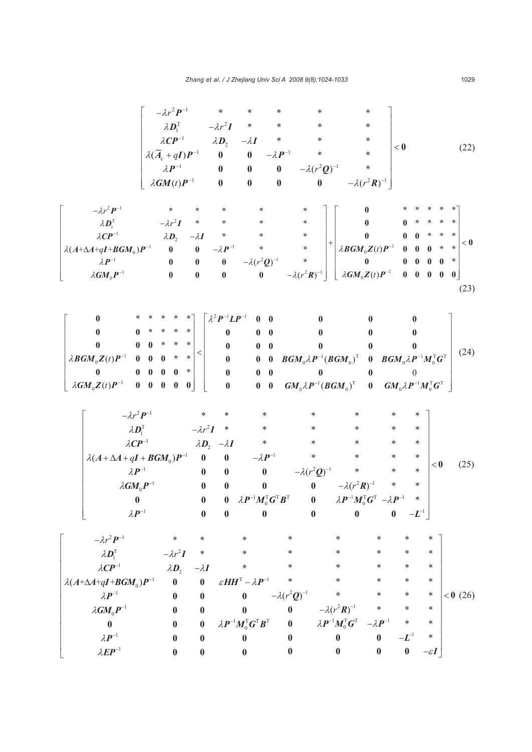$$
\begin{bmatrix}
-\lambda r^2 \boldsymbol{P}^{-1} & * & * & * & * & * \\
\lambda \boldsymbol{D}_1^{\mathrm{T}} & -\lambda r^2 \boldsymbol{I} & * & * & * & * \\
\lambda \boldsymbol{C}\boldsymbol{P}^{-1} & \lambda \boldsymbol{D}_2 & -\lambda \boldsymbol{I} & * & * & * \\
\lambda(\overline{\boldsymbol{A}}_{\mathrm{c}} + q\boldsymbol{I})\boldsymbol{P}^{-1} & \boldsymbol{0} & \boldsymbol{0} & -\lambda \boldsymbol{P}^{-1} & * & * \\
\lambda \boldsymbol{P}^{-1} & \boldsymbol{0} & \boldsymbol{0} & \boldsymbol{0} & -\lambda(r^2\boldsymbol{Q})^{-1} & * \\
\lambda \boldsymbol{G}\boldsymbol{M}(t)\boldsymbol{P}^{-1} & \boldsymbol{0} & \boldsymbol{0} & \boldsymbol{0} & \boldsymbol{0} & -\lambda(r^2\boldsymbol{R})^{-1}
\end{bmatrix} < \boldsymbol{0} \tag{22}
$$

$$
\begin{bmatrix}
-\lambda r^2 \boldsymbol{P}^{-1} & * & * & * & * & * \\
\lambda \boldsymbol{D}_1^{\mathrm{T}} & -\lambda r^2 \boldsymbol{I} & * & * & * & * \\
\lambda \boldsymbol{C}\boldsymbol{P}^{-1} & \lambda \boldsymbol{D}_2 & -\lambda \boldsymbol{I} & * & * & * \\
\lambda(\boldsymbol{A}+\Delta\boldsymbol{A}+q\boldsymbol{I}+\boldsymbol{B}\boldsymbol{G}\boldsymbol{M}_0)\boldsymbol{P}^{-1} & \boldsymbol{0} & \boldsymbol{0} & -\lambda \boldsymbol{P}^{-1} & * & * \\
\lambda \boldsymbol{P}^{-1} & \boldsymbol{0} & \boldsymbol{0} & \boldsymbol{0} & -\lambda(r^2\boldsymbol{Q})^{-1} & * \\
\lambda \boldsymbol{G}\boldsymbol{M}_0\boldsymbol{P}^{-1} & \boldsymbol{0} & \boldsymbol{0} & \boldsymbol{0} & \boldsymbol{0} & -\lambda(r^2\boldsymbol{R})^{-1}
\end{bmatrix}
+
\begin{bmatrix}
\boldsymbol{0} & * & * & * & * & * \\
\boldsymbol{0} & \boldsymbol{0} & * & * & * & * \\
\boldsymbol{0} & \boldsymbol{0} & \boldsymbol{0} & * & * & * \\
\lambda \boldsymbol{B}\boldsymbol{G}\boldsymbol{M}_0\boldsymbol{Z}(t)\boldsymbol{P}^{-1} & \boldsymbol{0} & \boldsymbol{0} & \boldsymbol{0} & * & * \\
\boldsymbol{0} & \boldsymbol{0} & \boldsymbol{0} & \boldsymbol{0} & \boldsymbol{0} & * \\
\lambda \boldsymbol{G}\boldsymbol{M}_0\boldsymbol{Z}(t)\boldsymbol{P}^{-1} & \boldsymbol{0} & \boldsymbol{0} & \boldsymbol{0} & \boldsymbol{0} & \boldsymbol{0}
\end{bmatrix} < \boldsymbol{0} \tag{23}
$$

$$
\begin{bmatrix}
\boldsymbol{0} & * & * & * & * & * \\
\boldsymbol{0} & \boldsymbol{0} & * & * & * & * \\
\boldsymbol{0} & \boldsymbol{0} & \boldsymbol{0} & * & * & * \\
\lambda \boldsymbol{B}\boldsymbol{G}\boldsymbol{M}_0\boldsymbol{Z}(t)\boldsymbol{P}^{-1} & \boldsymbol{0} & \boldsymbol{0} & \boldsymbol{0} & * & * \\
\boldsymbol{0} & \boldsymbol{0} & \boldsymbol{0} & \boldsymbol{0} & \boldsymbol{0} & * \\
\lambda \boldsymbol{G}\boldsymbol{M}_0\boldsymbol{Z}(t)\boldsymbol{P}^{-1} & \boldsymbol{0} & \boldsymbol{0} & \boldsymbol{0} & \boldsymbol{0} & \boldsymbol{0}
\end{bmatrix}
<
\begin{bmatrix}
\lambda^2 \boldsymbol{P}^{-1}\boldsymbol{L}\boldsymbol{P}^{-1} & \boldsymbol{0} & \boldsymbol{0} & \boldsymbol{0} & \boldsymbol{0} & \boldsymbol{0} \\
\boldsymbol{0} & \boldsymbol{0} & \boldsymbol{0} & \boldsymbol{0} & \boldsymbol{0} & \boldsymbol{0} \\
\boldsymbol{0} & \boldsymbol{0} & \boldsymbol{0} & \boldsymbol{0} & \boldsymbol{0} & \boldsymbol{0} \\
\boldsymbol{0} & \boldsymbol{0} & \boldsymbol{0} & \boldsymbol{B}\boldsymbol{G}\boldsymbol{M}_0\lambda\boldsymbol{P}^{-1}(\boldsymbol{B}\boldsymbol{G}\boldsymbol{M}_0)^{\mathrm{T}} & \boldsymbol{0} & \boldsymbol{B}\boldsymbol{G}\boldsymbol{M}_0\lambda\boldsymbol{P}^{-1}\boldsymbol{M}_0^{\mathrm{T}}\boldsymbol{G}^{\mathrm{T}} \\
\boldsymbol{0} & \boldsymbol{0} & \boldsymbol{0} & \boldsymbol{0} & \boldsymbol{0} & 0 \\
\boldsymbol{0} & \boldsymbol{0} & \boldsymbol{0} & \boldsymbol{G}\boldsymbol{M}_0\lambda\boldsymbol{P}^{-1}(\boldsymbol{B}\boldsymbol{G}\boldsymbol{M}_0)^{\mathrm{T}} & \boldsymbol{0} & \boldsymbol{G}\boldsymbol{M}_0\lambda\boldsymbol{P}^{-1}\boldsymbol{M}_0^{\mathrm{T}}\boldsymbol{G}^{\mathrm{T}}
\end{bmatrix} \tag{24}
$$

$$
\begin{bmatrix}
-\lambda r^2 \boldsymbol{P}^{-1} & * & * & * & * & * & * & * \\
\lambda \boldsymbol{D}_1^{\mathrm{T}} & -\lambda r^2 \boldsymbol{I} & * & * & * & * & * & * \\
\lambda \boldsymbol{C}\boldsymbol{P}^{-1} & \lambda \boldsymbol{D}_2 & -\lambda \boldsymbol{I} & * & * & * & * & * \\
\lambda(\boldsymbol{A}+\Delta\boldsymbol{A}+q\boldsymbol{I}+\boldsymbol{B}\boldsymbol{G}\boldsymbol{M}_0)\boldsymbol{P}^{-1} & \boldsymbol{0} & \boldsymbol{0} & -\lambda \boldsymbol{P}^{-1} & * & * & * & * \\
\lambda \boldsymbol{P}^{-1} & \boldsymbol{0} & \boldsymbol{0} & \boldsymbol{0} & -\lambda(r^2\boldsymbol{Q})^{-1} & * & * & * \\
\lambda \boldsymbol{G}\boldsymbol{M}_0\boldsymbol{P}^{-1} & \boldsymbol{0} & \boldsymbol{0} & \boldsymbol{0} & \boldsymbol{0} & -\lambda(r^2\boldsymbol{R})^{-1} & * & * \\
\boldsymbol{0} & \boldsymbol{0} & \boldsymbol{0} & \lambda\boldsymbol{P}^{-1}\boldsymbol{M}_0^{\mathrm{T}}\boldsymbol{G}^{\mathrm{T}}\boldsymbol{B}^{\mathrm{T}} & \boldsymbol{0} & \lambda\boldsymbol{P}^{-1}\boldsymbol{M}_0^{\mathrm{T}}\boldsymbol{G}^{\mathrm{T}} & -\lambda\boldsymbol{P}^{-1} & * \\
\lambda \boldsymbol{P}^{-1} & \boldsymbol{0} & \boldsymbol{0} & \boldsymbol{0} & \boldsymbol{0} & \boldsymbol{0} & \boldsymbol{0} & -\boldsymbol{L}^{-1}
\end{bmatrix} < \boldsymbol{0} \tag{25}
$$

$$
\begin{bmatrix}
-\lambda r^2 \boldsymbol{P}^{-1} & * & * & * & * & * & * & * & * \\
\lambda \boldsymbol{D}_1^{\mathrm{T}} & -\lambda r^2 \boldsymbol{I} & * & * & * & * & * & * & * \\
\lambda \boldsymbol{C}\boldsymbol{P}^{-1} & \lambda \boldsymbol{D}_2 & -\lambda \boldsymbol{I} & * & * & * & * & * & * \\
\lambda(\boldsymbol{A}+\Delta\boldsymbol{A}+q\boldsymbol{I}+\boldsymbol{B}\boldsymbol{G}\boldsymbol{M}_0)\boldsymbol{P}^{-1} & \boldsymbol{0} & \boldsymbol{0} & \varepsilon\boldsymbol{H}\boldsymbol{H}^{\mathrm{T}} - \lambda \boldsymbol{P}^{-1} & * & * & * & * & * \\
\lambda \boldsymbol{P}^{-1} & \boldsymbol{0} & \boldsymbol{0} & \boldsymbol{0} & -\lambda(r^2\boldsymbol{Q})^{-1} & * & * & * & * \\
\lambda \boldsymbol{G}\boldsymbol{M}_0\boldsymbol{P}^{-1} & \boldsymbol{0} & \boldsymbol{0} & \boldsymbol{0} & \boldsymbol{0} & -\lambda(r^2\boldsymbol{R})^{-1} & * & * & * \\
\boldsymbol{0} & \boldsymbol{0} & \boldsymbol{0} & \lambda\boldsymbol{P}^{-1}\boldsymbol{M}_0^{\mathrm{T}}\boldsymbol{G}^{\mathrm{T}}\boldsymbol{B}^{\mathrm{T}} & \boldsymbol{0} & \lambda\boldsymbol{P}^{-1}\boldsymbol{M}_0^{\mathrm{T}}\boldsymbol{G}^{\mathrm{T}} & -\lambda\boldsymbol{P}^{-1} & * & * \\
\lambda \boldsymbol{P}^{-1} & \boldsymbol{0} & \boldsymbol{0} & \boldsymbol{0} & \boldsymbol{0} & \boldsymbol{0} & \boldsymbol{0} & -\boldsymbol{L}^{-1} & * \\
\lambda \boldsymbol{E}\boldsymbol{P}^{-1} & \boldsymbol{0} & \boldsymbol{0} & \boldsymbol{0} & \boldsymbol{0} & \boldsymbol{0} & \boldsymbol{0} & \boldsymbol{0} & -\varepsilon\boldsymbol{I}
\end{bmatrix} < \boldsymbol{0} \tag{26}
$$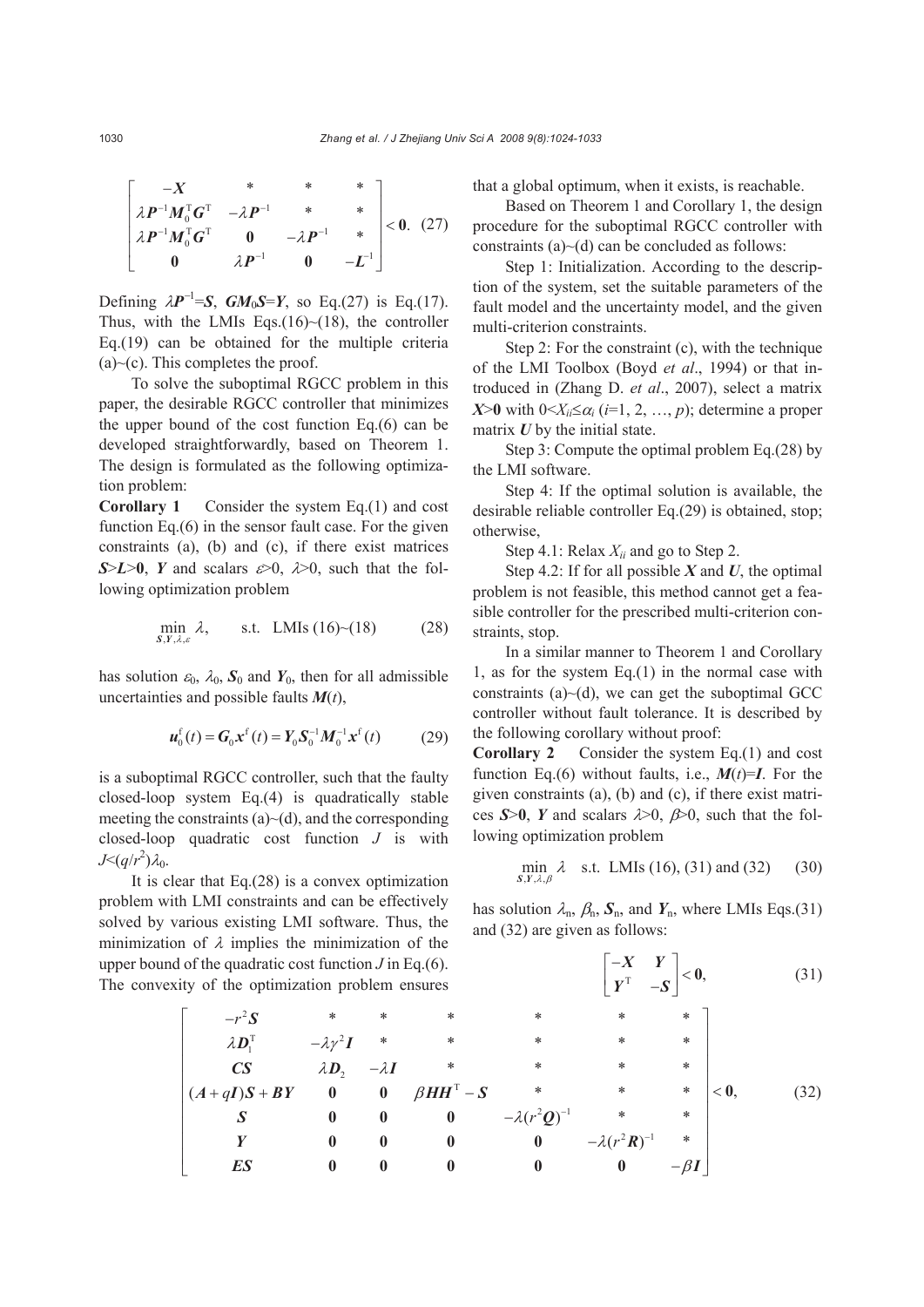$$\begin{bmatrix} -\boldsymbol{X} & * & * & * \\ \lambda \boldsymbol{P}^{-1}\boldsymbol{M}_0^{\mathrm{T}}\boldsymbol{G}^{\mathrm{T}} & -\lambda \boldsymbol{P}^{-1} & * & * \\ \lambda \boldsymbol{P}^{-1}\boldsymbol{M}_0^{\mathrm{T}}\boldsymbol{G}^{\mathrm{T}} & \mathbf{0} & -\lambda \boldsymbol{P}^{-1} & * \\ \mathbf{0} & \lambda \boldsymbol{P}^{-1} & \mathbf{0} & -\boldsymbol{L}^{-1} \end{bmatrix} < \mathbf{0}. \quad (27)$$

Defining $\lambda\boldsymbol{P}^{-1}=\boldsymbol{S}$, $\boldsymbol{G}\boldsymbol{M}_0\boldsymbol{S}=\boldsymbol{Y}$, so Eq.(27) is Eq.(17). Thus, with the LMIs Eqs.(16)~(18), the controller Eq.(19) can be obtained for the multiple criteria (a)~(c). This completes the proof.

To solve the suboptimal RGCC problem in this paper, the desirable RGCC controller that minimizes the upper bound of the cost function Eq.(6) can be developed straightforwardly, based on Theorem 1. The design is formulated as the following optimization problem:

**Corollary 1** Consider the system Eq.(1) and cost function Eq.(6) in the sensor fault case. For the given constraints (a), (b) and (c), if there exist matrices $\boldsymbol{S}>\boldsymbol{L}>\mathbf{0}$, $\boldsymbol{Y}$ and scalars $\varepsilon>0$, $\lambda>0$, such that the following optimization problem

$$\min_{\boldsymbol{S},\boldsymbol{Y},\lambda,\varepsilon} \lambda, \qquad \text{s.t. LMIs (16)~(18)} \qquad (28)$$

has solution $\varepsilon_0$, $\lambda_0$, $\boldsymbol{S}_0$ and $\boldsymbol{Y}_0$, then for all admissible uncertainties and possible faults $\boldsymbol{M}(t)$,

$$\boldsymbol{u}_0^{\mathrm{f}}(t)=\boldsymbol{G}_0\boldsymbol{x}^{\mathrm{f}}(t)=\boldsymbol{Y}_0\boldsymbol{S}_0^{-1}\boldsymbol{M}_0^{-1}\boldsymbol{x}^{\mathrm{f}}(t) \qquad (29)$$

is a suboptimal RGCC controller, such that the faulty closed-loop system Eq.(4) is quadratically stable meeting the constraints (a)~(d), and the corresponding closed-loop quadratic cost function $J$ is with $J<(q/r^2)\lambda_0$.

It is clear that Eq.(28) is a convex optimization problem with LMI constraints and can be effectively solved by various existing LMI software. Thus, the minimization of $\lambda$ implies the minimization of the upper bound of the quadratic cost function $J$ in Eq.(6). The convexity of the optimization problem ensures that a global optimum, when it exists, is reachable.

Based on Theorem 1 and Corollary 1, the design procedure for the suboptimal RGCC controller with constraints (a)~(d) can be concluded as follows:

Step 1: Initialization. According to the description of the system, set the suitable parameters of the fault model and the uncertainty model, and the given multi-criterion constraints.

Step 2: For the constraint (c), with the technique of the LMI Toolbox (Boyd *et al*., 1994) or that introduced in (Zhang D. *et al*., 2007), select a matrix $\boldsymbol{X}>\mathbf{0}$ with $0<X_{ii}\le\alpha_i$ ($i$=1, 2, …, $p$); determine a proper matrix $\boldsymbol{U}$ by the initial state.

Step 3: Compute the optimal problem Eq.(28) by the LMI software.

Step 4: If the optimal solution is available, the desirable reliable controller Eq.(29) is obtained, stop; otherwise,

Step 4.1: Relax $X_{ii}$ and go to Step 2.

Step 4.2: If for all possible $\boldsymbol{X}$ and $\boldsymbol{U}$, the optimal problem is not feasible, this method cannot get a feasible controller for the prescribed multi-criterion constraints, stop.

In a similar manner to Theorem 1 and Corollary 1, as for the system Eq.(1) in the normal case with constraints (a)~(d), we can get the suboptimal GCC controller without fault tolerance. It is described by the following corollary without proof:

**Corollary 2** Consider the system Eq.(1) and cost function Eq.(6) without faults, i.e., $\boldsymbol{M}(t)=\boldsymbol{I}$. For the given constraints (a), (b) and (c), if there exist matrices $\boldsymbol{S}>\mathbf{0}$, $\boldsymbol{Y}$ and scalars $\lambda>0$, $\beta>0$, such that the following optimization problem

$$\min_{\boldsymbol{S},\boldsymbol{Y},\lambda,\beta} \lambda \quad \text{s.t. LMIs (16), (31) and (32)} \qquad (30)$$

has solution $\lambda_{\mathrm{n}}$, $\beta_{\mathrm{n}}$, $\boldsymbol{S}_{\mathrm{n}}$, and $\boldsymbol{Y}_{\mathrm{n}}$, where LMIs Eqs.(31) and (32) are given as follows:

$$\begin{bmatrix} -\boldsymbol{X} & \boldsymbol{Y} \\ \boldsymbol{Y}^{\mathrm{T}} & -\boldsymbol{S} \end{bmatrix} < \mathbf{0}, \qquad (31)$$

$$\begin{bmatrix} -r^2\boldsymbol{S} & * & * & * & * & * & * \\ \lambda\boldsymbol{D}_1^{\mathrm{T}} & -\lambda\gamma^2\boldsymbol{I} & * & * & * & * & * \\ \boldsymbol{CS} & \lambda\boldsymbol{D}_2 & -\lambda\boldsymbol{I} & * & * & * & * \\ (\boldsymbol{A}+q\boldsymbol{I})\boldsymbol{S}+\boldsymbol{BY} & \mathbf{0} & \mathbf{0} & \beta\boldsymbol{H}\boldsymbol{H}^{\mathrm{T}}-\boldsymbol{S} & * & * & * \\ \boldsymbol{S} & \mathbf{0} & \mathbf{0} & \mathbf{0} & -\lambda(r^2\boldsymbol{Q})^{-1} & * & * \\ \boldsymbol{Y} & \mathbf{0} & \mathbf{0} & \mathbf{0} & \mathbf{0} & -\lambda(r^2\boldsymbol{R})^{-1} & * \\ \boldsymbol{ES} & \mathbf{0} & \mathbf{0} & \mathbf{0} & \mathbf{0} & \mathbf{0} & -\beta\boldsymbol{I} \end{bmatrix} < \mathbf{0}, \qquad (32)$$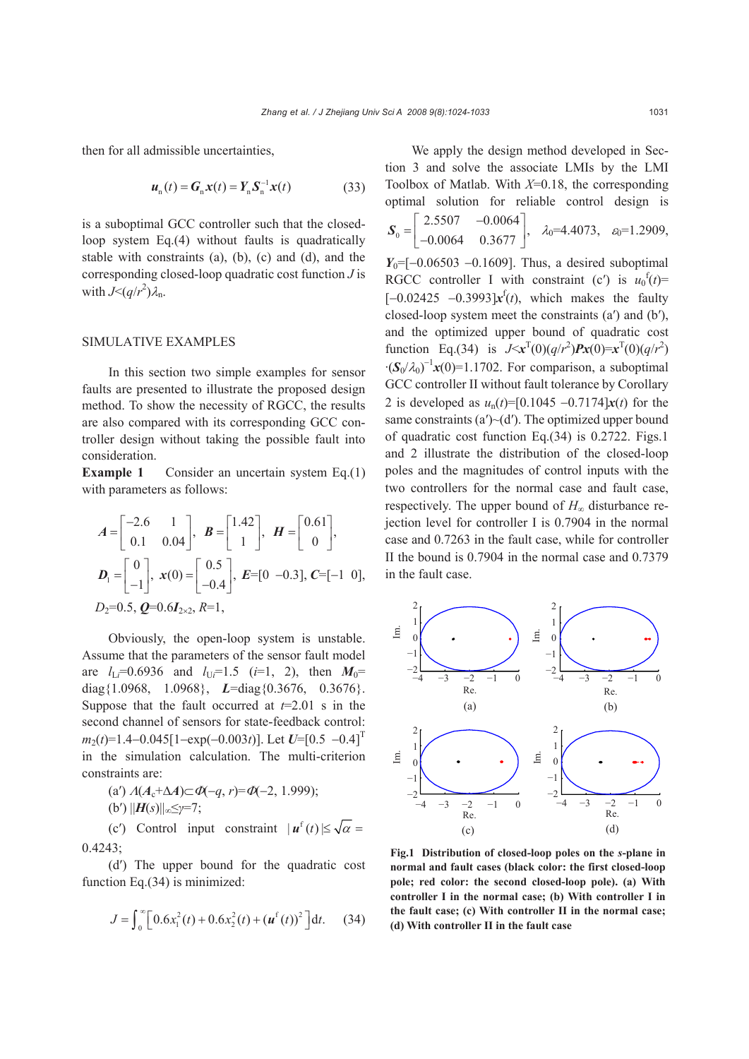then for all admissible uncertainties,

$$\boldsymbol{u}_{\mathrm{n}}(t)=\boldsymbol{G}_{\mathrm{n}}\boldsymbol{x}(t)=\boldsymbol{Y}_{\mathrm{n}}\boldsymbol{S}_{\mathrm{n}}^{-1}\boldsymbol{x}(t) \tag{33}$$

is a suboptimal GCC controller such that the closed-loop system Eq.(4) without faults is quadratically stable with constraints (a), (b), (c) and (d), and the corresponding closed-loop quadratic cost function $J$ is with $J<(q/r^2)\lambda_{\mathrm{n}}$.

## SIMULATIVE EXAMPLES

In this section two simple examples for sensor faults are presented to illustrate the proposed design method. To show the necessity of RGCC, the results are also compared with its corresponding GCC controller design without taking the possible fault into consideration.

**Example 1** Consider an uncertain system Eq.(1) with parameters as follows:

$$\boldsymbol{A}=\begin{bmatrix}-2.6 & 1\\ 0.1 & 0.04\end{bmatrix},\ \boldsymbol{B}=\begin{bmatrix}1.42\\ 1\end{bmatrix},\ \boldsymbol{H}=\begin{bmatrix}0.61\\ 0\end{bmatrix},$$

$$\boldsymbol{D}_1=\begin{bmatrix}0\\ -1\end{bmatrix},\ \boldsymbol{x}(0)=\begin{bmatrix}0.5\\ -0.4\end{bmatrix},\ \boldsymbol{E}=[0\ \ -0.3],\ \boldsymbol{C}=[-1\ \ 0],$$

$D_2=0.5$, $\boldsymbol{Q}=0.6\boldsymbol{I}_{2\times 2}$, $R=1$,

Obviously, the open-loop system is unstable. Assume that the parameters of the sensor fault model are $l_{\mathrm{L}i}=0.6936$ and $l_{\mathrm{U}i}=1.5$ ($i$=1, 2), then $\boldsymbol{M}_0=\mathrm{diag}\{1.0968,\ 1.0968\}$, $\boldsymbol{L}=\mathrm{diag}\{0.3676,\ 0.3676\}$. Suppose that the fault occurred at $t$=2.01 s in the second channel of sensors for state-feedback control: $m_2(t)=1.4-0.045[1-\exp(-0.003t)]$. Let $\boldsymbol{U}=[0.5\ \ -0.4]^{\mathrm{T}}$ in the simulation calculation. The multi-criterion constraints are:

(a′) $\Lambda(\boldsymbol{A}_{\mathrm{c}}+\Delta\boldsymbol{A})\subset\Phi(-q,r)=\Phi(-2,\ 1.999)$;

(b′) $\|\boldsymbol{H}(s)\|_{\infty}\le\gamma=7$;

(c′) Control input constraint $|\boldsymbol{u}^{\mathrm{f}}(t)|\le\sqrt{\alpha}=0.4243$;

(d′) The upper bound for the quadratic cost function Eq.(34) is minimized:

$$J=\int_0^{\infty}\left[0.6x_1^2(t)+0.6x_2^2(t)+(\boldsymbol{u}^{\mathrm{f}}(t))^2\right]\mathrm{d}t. \tag{34}$$

We apply the design method developed in Section 3 and solve the associate LMIs by the LMI Toolbox of Matlab. With $X$=0.18, the corresponding optimal solution for reliable control design is $\boldsymbol{S}_0=\begin{bmatrix}2.5507 & -0.0064\\ -0.0064 & 0.3677\end{bmatrix}$, $\lambda_0=4.4073$, $\varepsilon_0=1.2909$, $\boldsymbol{Y}_0=[-0.06503\ \ -0.1609]$. Thus, a desired suboptimal RGCC controller I with constraint (c′) is $u_0^{\mathrm{f}}(t)=[-0.02425\ \ -0.3993]\boldsymbol{x}^{\mathrm{f}}(t)$, which makes the faulty closed-loop system meet the constraints (a′) and (b′), and the optimized upper bound of quadratic cost function Eq.(34) is $J<\boldsymbol{x}^{\mathrm{T}}(0)(q/r^2)\boldsymbol{P}\boldsymbol{x}(0)=\boldsymbol{x}^{\mathrm{T}}(0)(q/r^2)\cdot(\boldsymbol{S}_0/\lambda_0)^{-1}\boldsymbol{x}(0)=1.1702$. For comparison, a suboptimal GCC controller II without fault tolerance by Corollary 2 is developed as $u_{\mathrm{n}}(t)=[0.1045\ \ -0.7174]\boldsymbol{x}(t)$ for the same constraints (a′)~(d′). The optimized upper bound of quadratic cost function Eq.(34) is 0.2722. Figs.1 and 2 illustrate the distribution of the closed-loop poles and the magnitudes of control inputs with the two controllers for the normal case and fault case, respectively. The upper bound of $H_{\infty}$ disturbance rejection level for controller I is 0.7904 in the normal case and 0.7263 in the fault case, while for controller II the bound is 0.7904 in the normal case and 0.7379 in the fault case.

**Fig.1 Distribution of closed-loop poles on the *s*-plane in normal and fault cases (black color: the first closed-loop pole; red color: the second closed-loop pole). (a) With controller I in the normal case; (b) With controller I in the fault case; (c) With controller II in the normal case; (d) With controller II in the fault case**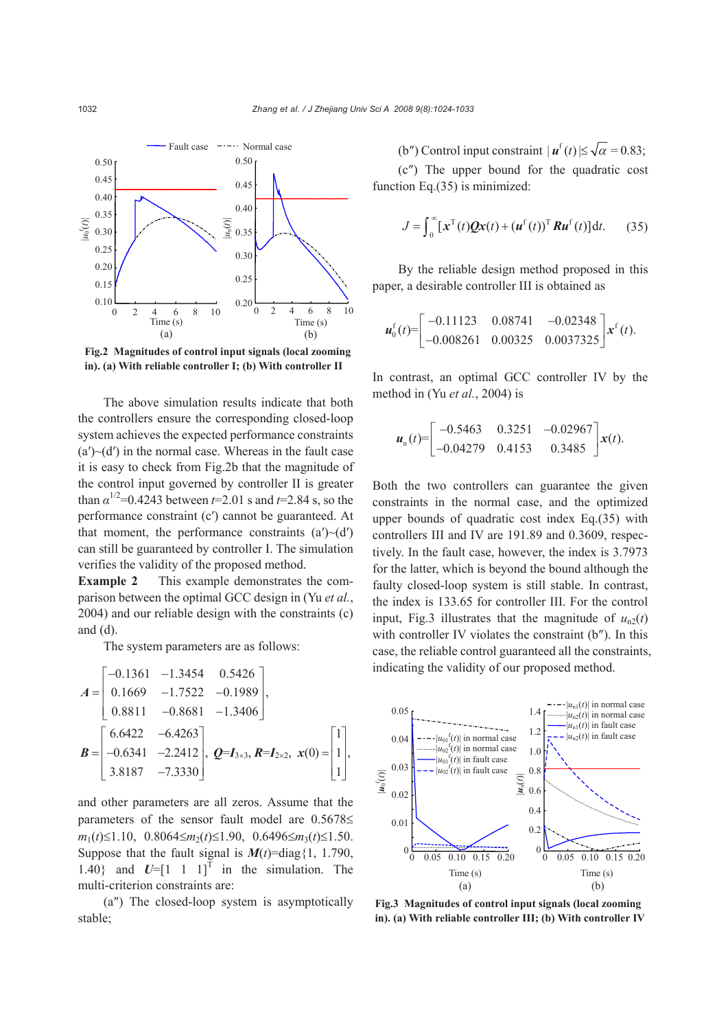Fig.2 Magnitudes of control input signals (local zooming in). (a) With reliable controller I; (b) With controller II

The above simulation results indicate that both the controllers ensure the corresponding closed-loop system achieves the expected performance constraints (a′)~(d′) in the normal case. Whereas in the fault case it is easy to check from Fig.2b that the magnitude of the control input governed by controller II is greater than $\alpha^{1/2}$=0.4243 between $t$=2.01 s and $t$=2.84 s, so the performance constraint (c′) cannot be guaranteed. At that moment, the performance constraints (a′)~(d′) can still be guaranteed by controller I. The simulation verifies the validity of the proposed method.

**Example 2** This example demonstrates the comparison between the optimal GCC design in (Yu *et al.*, 2004) and our reliable design with the constraints (c) and (d).

The system parameters are as follows:

$$\boldsymbol{A}=\begin{bmatrix} -0.1361 & -1.3454 & 0.5426 \\ 0.1669 & -1.7522 & -0.1989 \\ 0.8811 & -0.8681 & -1.3406 \end{bmatrix},$$

$$\boldsymbol{B}=\begin{bmatrix} 6.6422 & -6.4263 \\ -0.6341 & -2.2412 \\ 3.8187 & -7.3330 \end{bmatrix},\ \boldsymbol{Q}=\boldsymbol{I}_{3\times 3},\ \boldsymbol{R}=\boldsymbol{I}_{2\times 2},\ \boldsymbol{x}(0)=\begin{bmatrix} 1 \\ 1 \\ 1 \end{bmatrix},$$

and other parameters are all zeros. Assume that the parameters of the sensor fault model are $0.5678\leq m_1(t)\leq 1.10$, $0.8064\leq m_2(t)\leq 1.90$, $0.6496\leq m_3(t)\leq 1.50$. Suppose that the fault signal is $\boldsymbol{M}(t)$=diag{1, 1.790, 1.40} and $\boldsymbol{U}=[1\ \ 1\ \ 1]^{\mathrm{T}}$ in the simulation. The multi-criterion constraints are:

(a″) The closed-loop system is asymptotically stable;

(b″) Control input constraint $|\boldsymbol{u}^{\mathrm{f}}(t)|\leq\sqrt{\alpha}=0.83$;

(c″) The upper bound for the quadratic cost function Eq.(35) is minimized:

$$J=\int_0^{\infty}[\boldsymbol{x}^{\mathrm{T}}(t)\boldsymbol{Q}\boldsymbol{x}(t)+(\boldsymbol{u}^{\mathrm{f}}(t))^{\mathrm{T}}\boldsymbol{R}\boldsymbol{u}^{\mathrm{f}}(t)]\mathrm{d}t. \qquad (35)$$

By the reliable design method proposed in this paper, a desirable controller III is obtained as

$$\boldsymbol{u}_0^{\mathrm{f}}(t)=\begin{bmatrix} -0.11123 & 0.08741 & -0.02348 \\ -0.008261 & 0.00325 & 0.0037325 \end{bmatrix}\boldsymbol{x}^{\mathrm{f}}(t).$$

In contrast, an optimal GCC controller IV by the method in (Yu *et al.*, 2004) is

$$\boldsymbol{u}_{\mathrm{n}}(t)=\begin{bmatrix} -0.5463 & 0.3251 & -0.02967 \\ -0.04279 & 0.4153 & 0.3485 \end{bmatrix}\boldsymbol{x}(t).$$

Both the two controllers can guarantee the given constraints in the normal case, and the optimized upper bounds of quadratic cost index Eq.(35) with controllers III and IV are 191.89 and 0.3609, respectively. In the fault case, however, the index is 3.7973 for the latter, which is beyond the bound although the faulty closed-loop system is still stable. In contrast, the index is 133.65 for controller III. For the control input, Fig.3 illustrates that the magnitude of $u_{\mathrm{n}2}(t)$ with controller IV violates the constraint (b″). In this case, the reliable control guaranteed all the constraints, indicating the validity of our proposed method.

Fig.3 Magnitudes of control input signals (local zooming in). (a) With reliable controller III; (b) With controller IV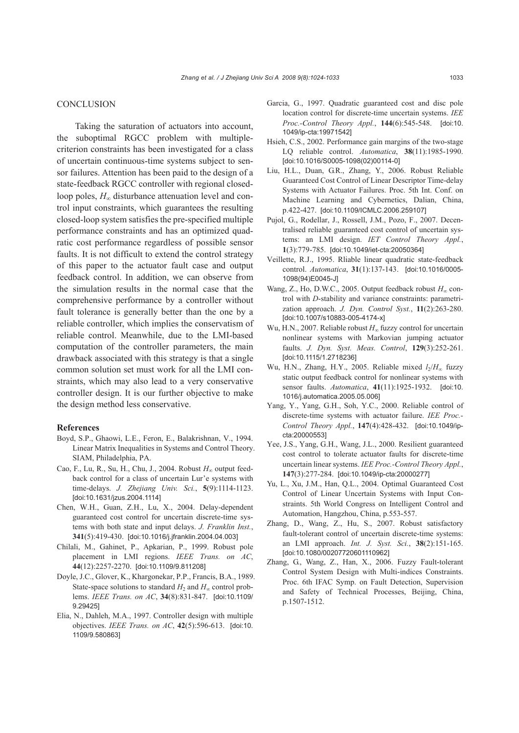## CONCLUSION

Taking the saturation of actuators into account, the suboptimal RGCC problem with multiple-criterion constraints has been investigated for a class of uncertain continuous-time systems subject to sensor failures. Attention has been paid to the design of a state-feedback RGCC controller with regional closed-loop poles, $H_\infty$ disturbance attenuation level and control input constraints, which guarantees the resulting closed-loop system satisfies the pre-specified multiple performance constraints and has an optimized quadratic cost performance regardless of possible sensor faults. It is not difficult to extend the control strategy of this paper to the actuator fault case and output feedback control. In addition, we can observe from the simulation results in the normal case that the comprehensive performance by a controller without fault tolerance is generally better than the one by a reliable controller, which implies the conservatism of reliable control. Meanwhile, due to the LMI-based computation of the controller parameters, the main drawback associated with this strategy is that a single common solution set must work for all the LMI constraints, which may also lead to a very conservative controller design. It is our further objective to make the design method less conservative.

### References

Boyd, S.P., Ghaowi, L.E., Feron, E., Balakrishnan, V., 1994. Linear Matrix Inequalities in Systems and Control Theory. SIAM, Philadelphia, PA.

Cao, F., Lu, R., Su, H., Chu, J., 2004. Robust $H_\infty$ output feedback control for a class of uncertain Lur'e systems with time-delays. *J. Zhejiang Univ. Sci.*, **5**(9):1114-1123. [doi:10.1631/jzus.2004.1114]

Chen, W.H., Guan, Z.H., Lu, X., 2004. Delay-dependent guaranteed cost control for uncertain discrete-time systems with both state and input delays. *J. Franklin Inst.*, **341**(5):419-430. [doi:10.1016/j.jfranklin.2004.04.003]

Chilali, M., Gahinet, P., Apkarian, P., 1999. Robust pole placement in LMI regions. *IEEE Trans. on AC*, **44**(12):2257-2270. [doi:10.1109/9.811208]

Doyle, J.C., Glover, K., Khargonekar, P.P., Francis, B.A., 1989. State-space solutions to standard $H_2$ and $H_\infty$ control problems. *IEEE Trans. on AC*, **34**(8):831-847. [doi:10.1109/9.29425]

Elia, N., Dahleh, M.A., 1997. Controller design with multiple objectives. *IEEE Trans. on AC*, **42**(5):596-613. [doi:10.1109/9.580863]

Garcia, G., 1997. Quadratic guaranteed cost and disc pole location control for discrete-time uncertain systems. *IEE Proc.-Control Theory Appl.*, **144**(6):545-548. [doi:10.1049/ip-cta:19971542]

Hsieh, C.S., 2002. Performance gain margins of the two-stage LQ reliable control. *Automatica*, **38**(11):1985-1990. [doi:10.1016/S0005-1098(02)00114-0]

Liu, H.L., Duan, G.R., Zhang, Y., 2006. Robust Reliable Guaranteed Cost Control of Linear Descriptor Time-delay Systems with Actuator Failures. Proc. 5th Int. Conf. on Machine Learning and Cybernetics, Dalian, China, p.422-427. [doi:10.1109/ICMLC.2006.259107]

Pujol, G., Rodellar, J., Rossell, J.M., Pozo, F., 2007. Decentralised reliable guaranteed cost control of uncertain systems: an LMI design. *IET Control Theory Appl.*, **1**(3):779-785. [doi:10.1049/iet-cta:20050364]

Veillette, R.J., 1995. Rliable linear quadratic state-feedback control. *Automatica*, **31**(1):137-143. [doi:10.1016/0005-1098(94)E0045-J]

Wang, Z., Ho, D.W.C., 2005. Output feedback robust $H_\infty$ control with *D*-stability and variance constraints: parametrization approach. *J. Dyn. Control Syst.*, **11**(2):263-280. [doi:10.1007/s10883-005-4174-x]

Wu, H.N., 2007. Reliable robust $H_\infty$ fuzzy control for uncertain nonlinear systems with Markovian jumping actuator faults. *J. Dyn. Syst. Meas. Control*, **129**(3):252-261. [doi:10.1115/1.2718236]

Wu, H.N., Zhang, H.Y., 2005. Reliable mixed $l_2/H_\infty$ fuzzy static output feedback control for nonlinear systems with sensor faults. *Automatica*, **41**(11):1925-1932. [doi:10.1016/j.automatica.2005.05.006]

Yang, Y., Yang, G.H., Soh, Y.C., 2000. Reliable control of discrete-time systems with actuator failure. *IEE Proc.-Control Theory Appl.*, **147**(4):428-432. [doi:10.1049/ip-cta:20000553]

Yee, J.S., Yang, G.H., Wang, J.L., 2000. Resilient guaranteed cost control to tolerate actuator faults for discrete-time uncertain linear systems. *IEE Proc.-Control Theory Appl.*, **147**(3):277-284. [doi:10.1049/ip-cta:20000277]

Yu, L., Xu, J.M., Han, Q.L., 2004. Optimal Guaranteed Cost Control of Linear Uncertain Systems with Input Constraints. 5th World Congress on Intelligent Control and Automation, Hangzhou, China, p.553-557.

Zhang, D., Wang, Z., Hu, S., 2007. Robust satisfactory fault-tolerant control of uncertain discrete-time systems: an LMI approach. *Int. J. Syst. Sci.*, **38**(2):151-165. [doi:10.1080/00207720601110962]

Zhang, G., Wang, Z., Han, X., 2006. Fuzzy Fault-tolerant Control System Design with Multi-indices Constraints. Proc. 6th IFAC Symp. on Fault Detection, Supervision and Safety of Technical Processes, Beijing, China, p.1507-1512.